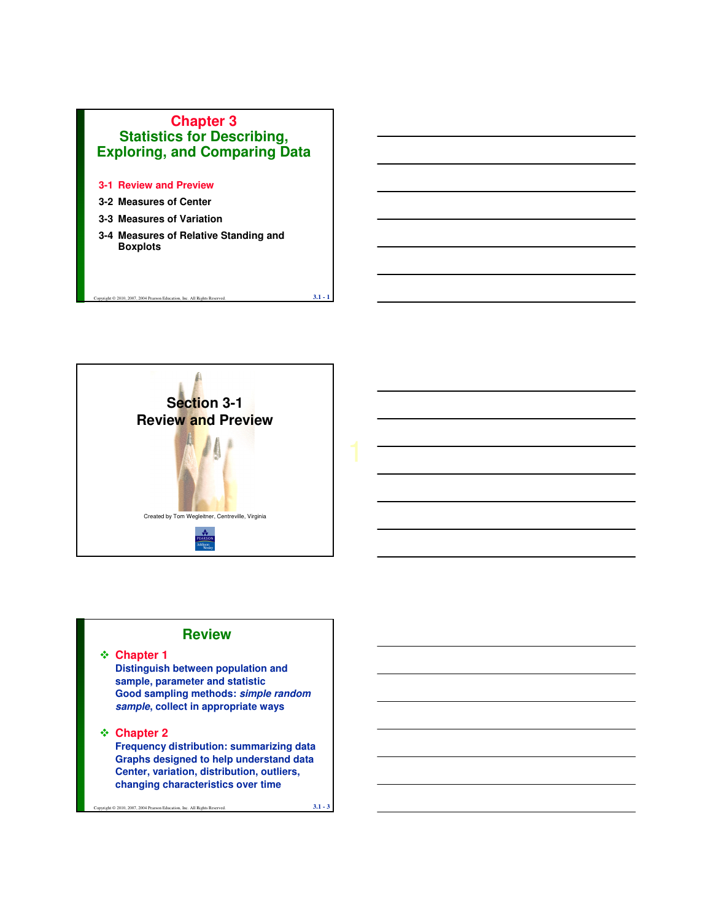# Chapter 3
## Statistics for Describing, Exploring, and Comparing Data

3-1 Review and Preview

3-2 Measures of Center

3-3 Measures of Variation

3-4 Measures of Relative Standing and Boxplots

# Section 3-1
## Review and Preview

Created by Tom Wegleitner, Centreville, Virginia

## Review

- **Chapter 1**
  Distinguish between population and sample, parameter and statistic
  Good sampling methods: *simple random sample*, collect in appropriate ways

- **Chapter 2**
  Frequency distribution: summarizing data
  Graphs designed to help understand data
  Center, variation, distribution, outliers, changing characteristics over time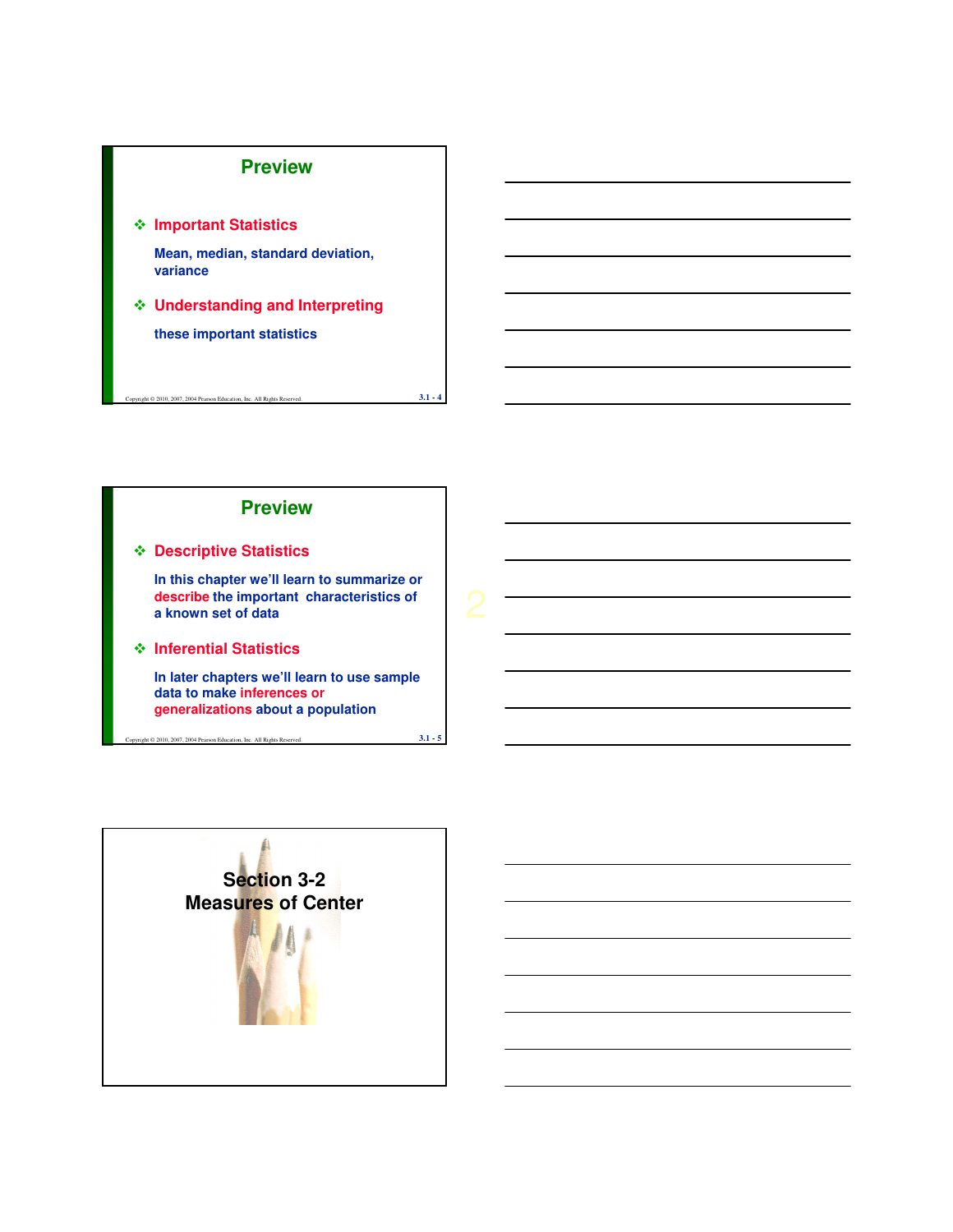## Preview

- **Important Statistics**

  **Mean, median, standard deviation, variance**

- **Understanding and Interpreting**

  **these important statistics**

## Preview

- **Descriptive Statistics**

  **In this chapter we'll learn to summarize or describe the important characteristics of a known set of data**

- **Inferential Statistics**

  **In later chapters we'll learn to use sample data to make inferences or generalizations about a population**

## Section 3-2 Measures of Center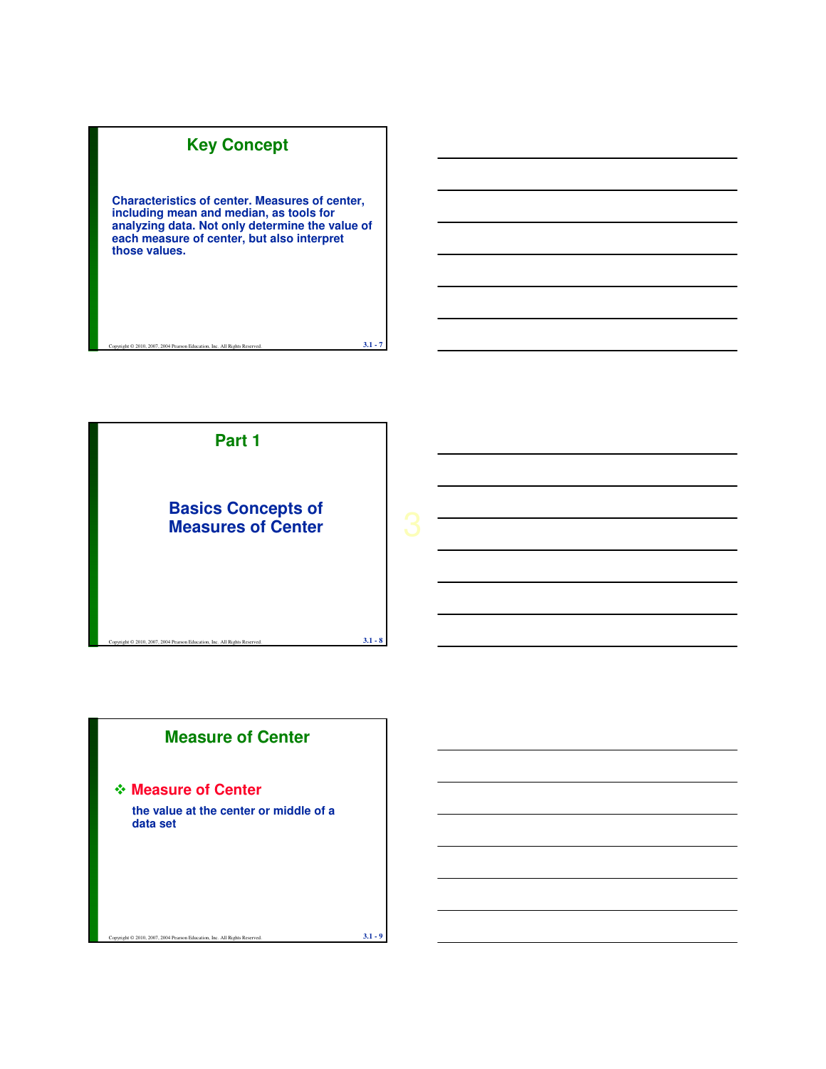## Key Concept

Characteristics of center. Measures of center, including mean and median, as tools for analyzing data. Not only determine the value of each measure of center, but also interpret those values.

## Part 1

### Basics Concepts of Measures of Center

## Measure of Center

- **Measure of Center**

  the value at the center or middle of a data set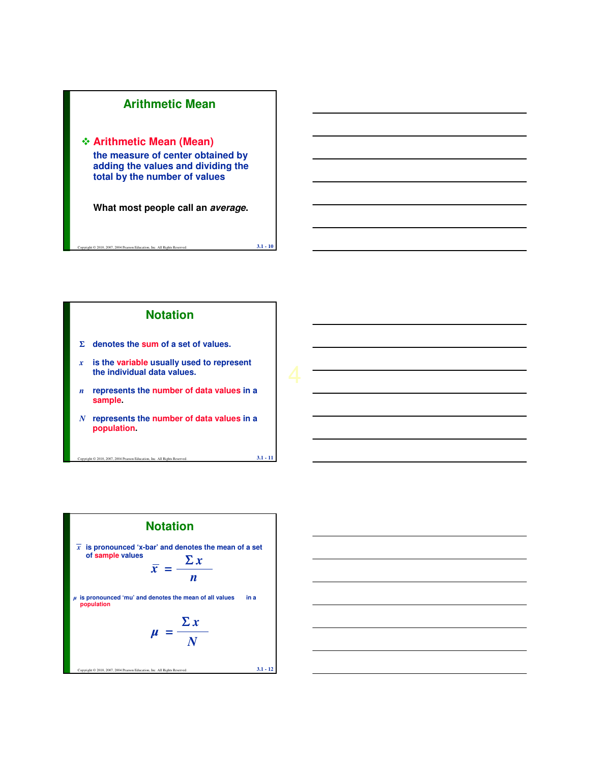## Arithmetic Mean

- **Arithmetic Mean (Mean)**
  **the measure of center obtained by adding the values and dividing the total by the number of values**

**What most people call an *average*.**

## Notation

$\Sigma$ denotes the **sum** of a set of values.

$x$ is the **variable** usually used to represent the individual data values.

$n$ represents the **number of data values** in a **sample**.

$N$ represents the **number of data values** in a **population**.

## Notation

$\bar{x}$ is pronounced 'x-bar' and denotes the mean of a set of **sample** values

$$\bar{x} = \frac{\Sigma x}{n}$$

$\mu$ is pronounced 'mu' and denotes the mean of all values in a **population**

$$\mu = \frac{\Sigma x}{N}$$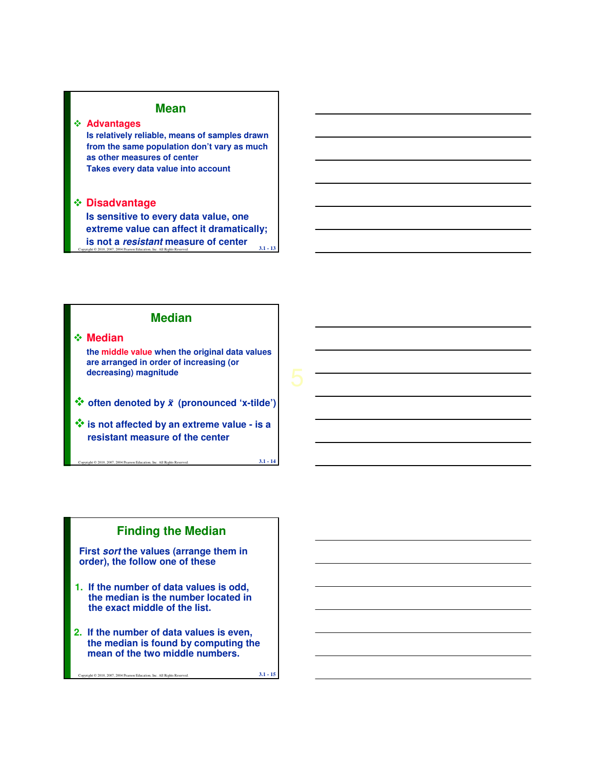## Mean

- **Advantages**

  Is relatively reliable, means of samples drawn from the same population don't vary as much as other measures of center

  Takes every data value into account

- **Disadvantage**

  Is sensitive to every data value, one extreme value can affect it dramatically; is not a ***resistant*** measure of center

## Median

- **Median**

  the middle value when the original data values are arranged in order of increasing (or decreasing) magnitude

- often denoted by $\tilde{x}$ (pronounced 'x-tilde')

- is not affected by an extreme value - is a resistant measure of the center

## Finding the Median

First *sort* the values (arrange them in order), the follow one of these

1. If the number of data values is odd, the median is the number located in the exact middle of the list.
2. If the number of data values is even, the median is found by computing the mean of the two middle numbers.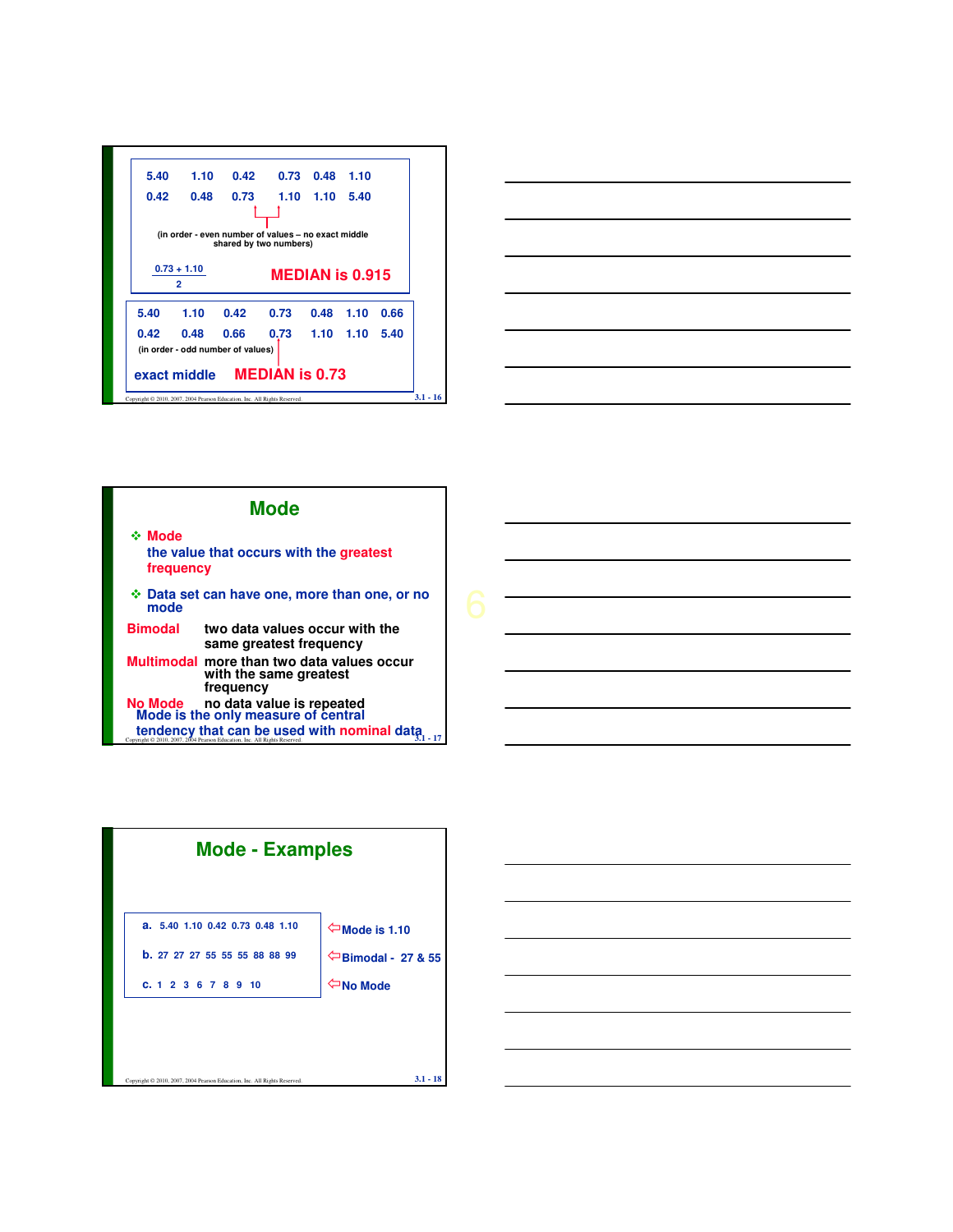5.40 1.10 0.42 0.73 0.48 1.10

0.42 0.48 0.73 1.10 1.10 5.40

(in order - even number of values – no exact middle shared by two numbers)

$$\frac{0.73 + 1.10}{2}$$

**MEDIAN is 0.915**

5.40 1.10 0.42 0.73 0.48 1.10 0.66

0.42 0.48 0.66 0.73 1.10 1.10 5.40

(in order - odd number of values)

exact middle **MEDIAN is 0.73**

## Mode

- **Mode**
  the value that occurs with the **greatest frequency**
- Data set can have one, more than one, or no mode

**Bimodal** two data values occur with the same greatest frequency

**Multimodal** more than two data values occur with the same greatest frequency

**No Mode** no data value is repeated

Mode is the only measure of central tendency that can be used with **nominal** data

## Mode - Examples

a. 5.40 1.10 0.42 0.73 0.48 1.10 ⇦ Mode is 1.10

b. 27 27 27 55 55 55 88 88 99 ⇦ Bimodal - 27 & 55

c. 1 2 3 6 7 8 9 10 ⇦ No Mode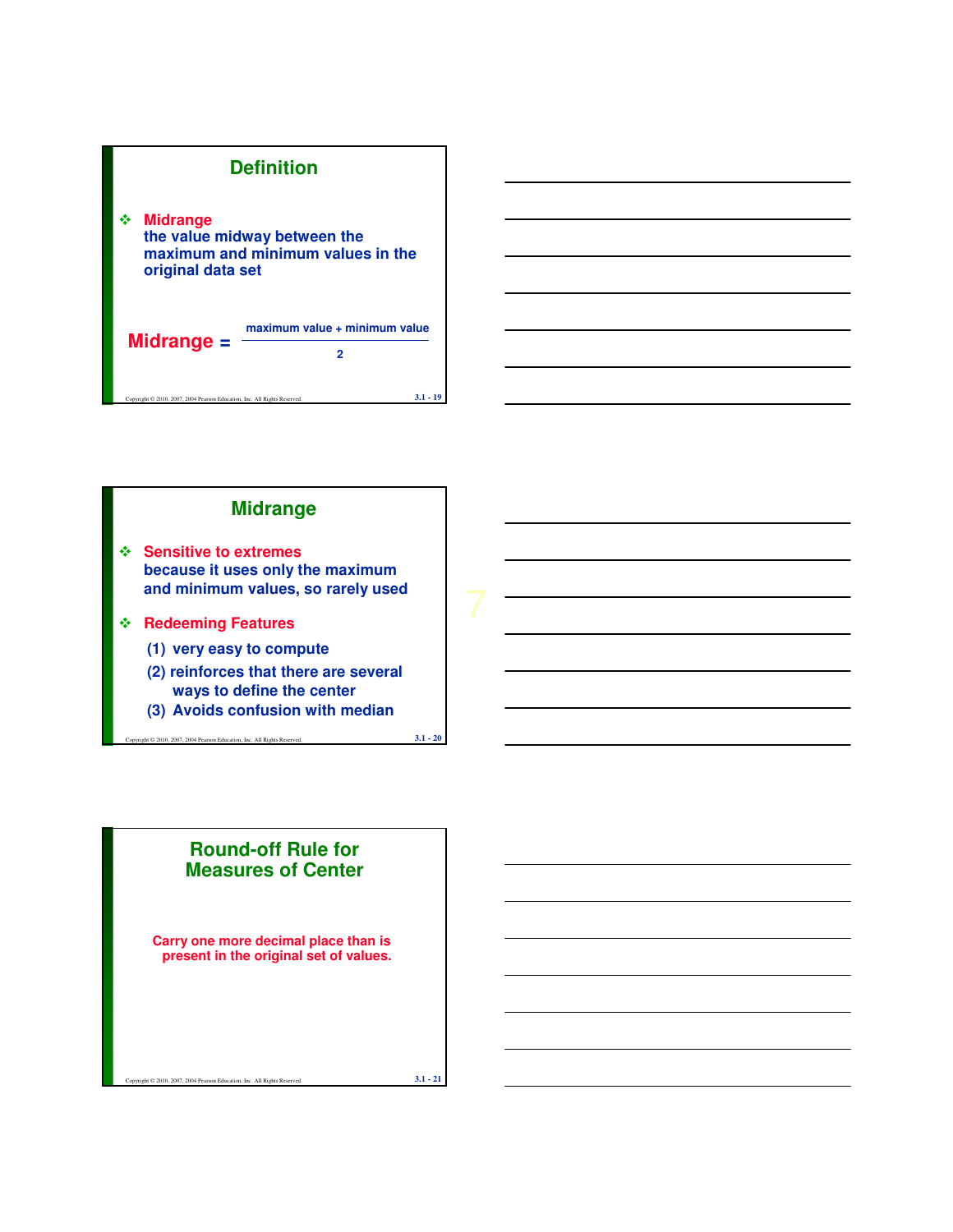## Definition

- **Midrange**
  the value midway between the maximum and minimum values in the original data set

$$\text{Midrange} = \frac{\text{maximum value} + \text{minimum value}}{2}$$

## Midrange

- **Sensitive to extremes**
  because it uses only the maximum and minimum values, so rarely used
- **Redeeming Features**
  (1) very easy to compute
  (2) reinforces that there are several ways to define the center
  (3) Avoids confusion with median

## Round-off Rule for Measures of Center

Carry one more decimal place than is present in the original set of values.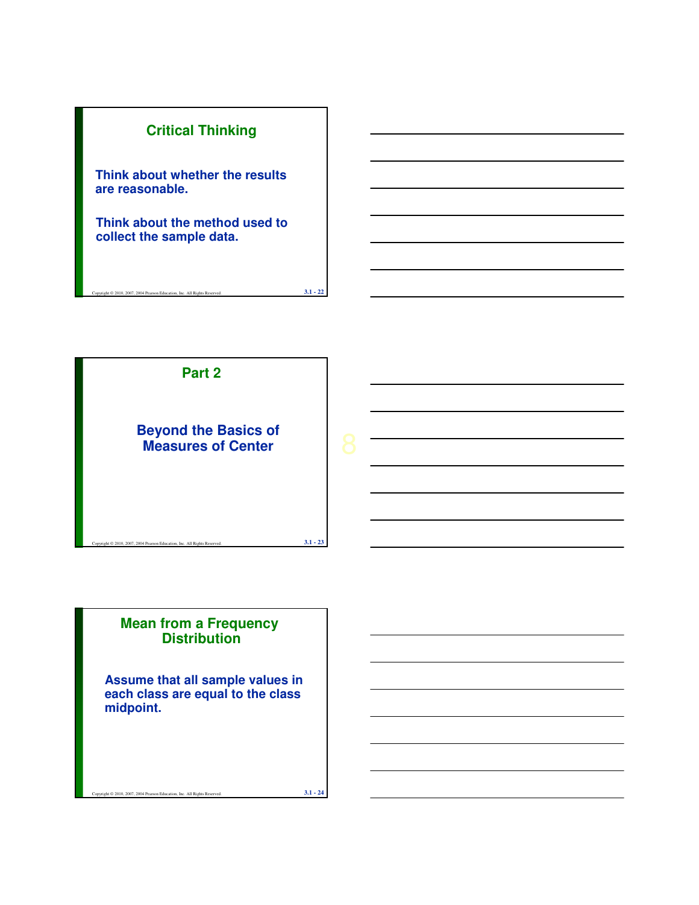## Critical Thinking

Think about whether the results are reasonable.

Think about the method used to collect the sample data.

## Part 2

**Beyond the Basics of Measures of Center**

## Mean from a Frequency Distribution

Assume that all sample values in each class are equal to the class midpoint.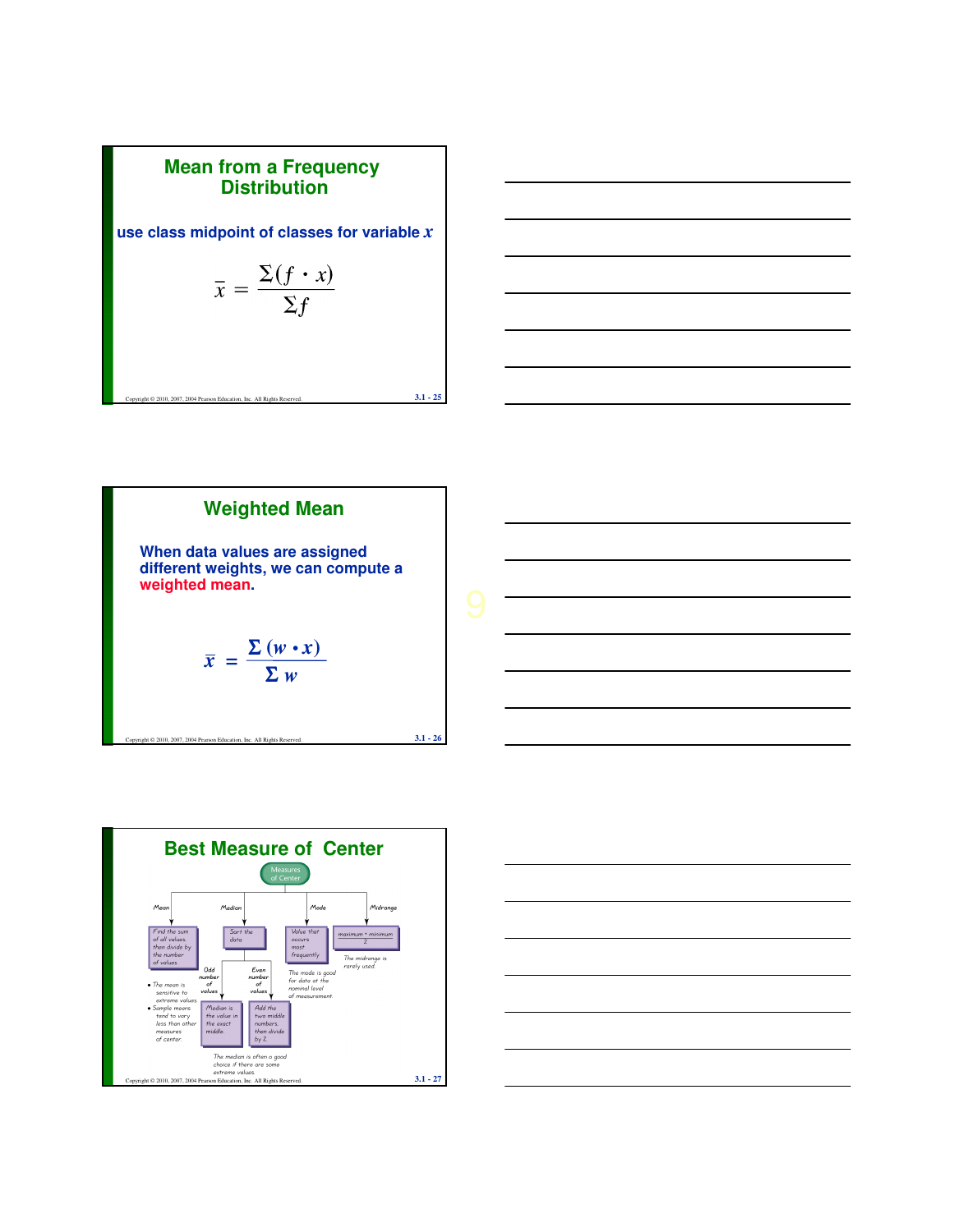## Mean from a Frequency Distribution

use class midpoint of classes for variable $x$

$$\bar{x} = \frac{\Sigma(f \cdot x)}{\Sigma f}$$

## Weighted Mean

When data values are assigned different weights, we can compute a **weighted mean**.

$$\bar{x} = \frac{\Sigma(w \cdot x)}{\Sigma w}$$

## Best Measure of Center

Measures of Center

- **Mean**: Find the sum of all values, then divide by the number of values.
  - The mean is sensitive to extreme values
  - Sample means tend to vary less than other measures of center.
- **Median**: Sort the data
  - Odd number of values: Median is the value in the exact middle.
  - Even number of values: Add the two middle numbers, then divide by 2.
  - The median is often a good choice if there are some extreme values.
- **Mode**: Value that occurs most frequently
  - The mode is good for data at the nominal level of measurement.
- **Midrange**: $\frac{\text{maximum} + \text{minimum}}{2}$
  - The midrange is rarely used.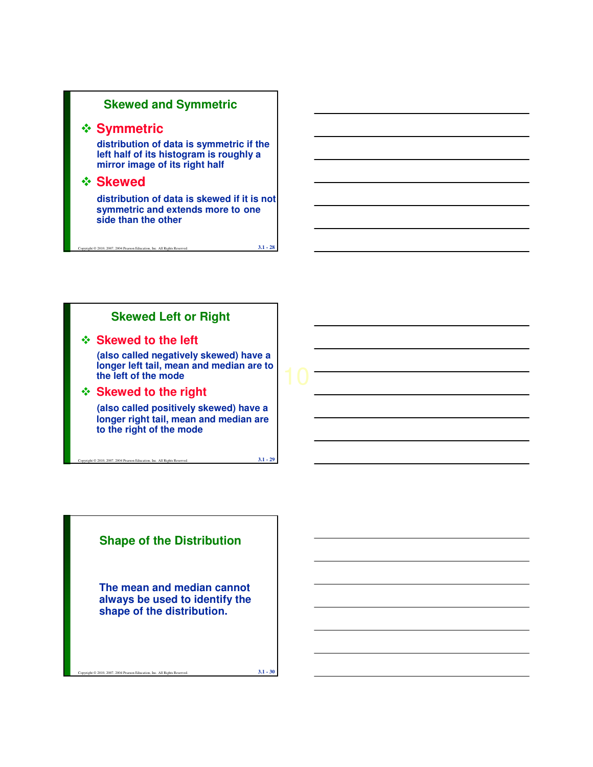## Skewed and Symmetric

- **Symmetric**

  distribution of data is symmetric if the left half of its histogram is roughly a mirror image of its right half

- **Skewed**

  distribution of data is skewed if it is not symmetric and extends more to one side than the other

## Skewed Left or Right

- **Skewed to the left**

  (also called negatively skewed) have a longer left tail, mean and median are to the left of the mode

- **Skewed to the right**

  (also called positively skewed) have a longer right tail, mean and median are to the right of the mode

## Shape of the Distribution

The mean and median cannot always be used to identify the shape of the distribution.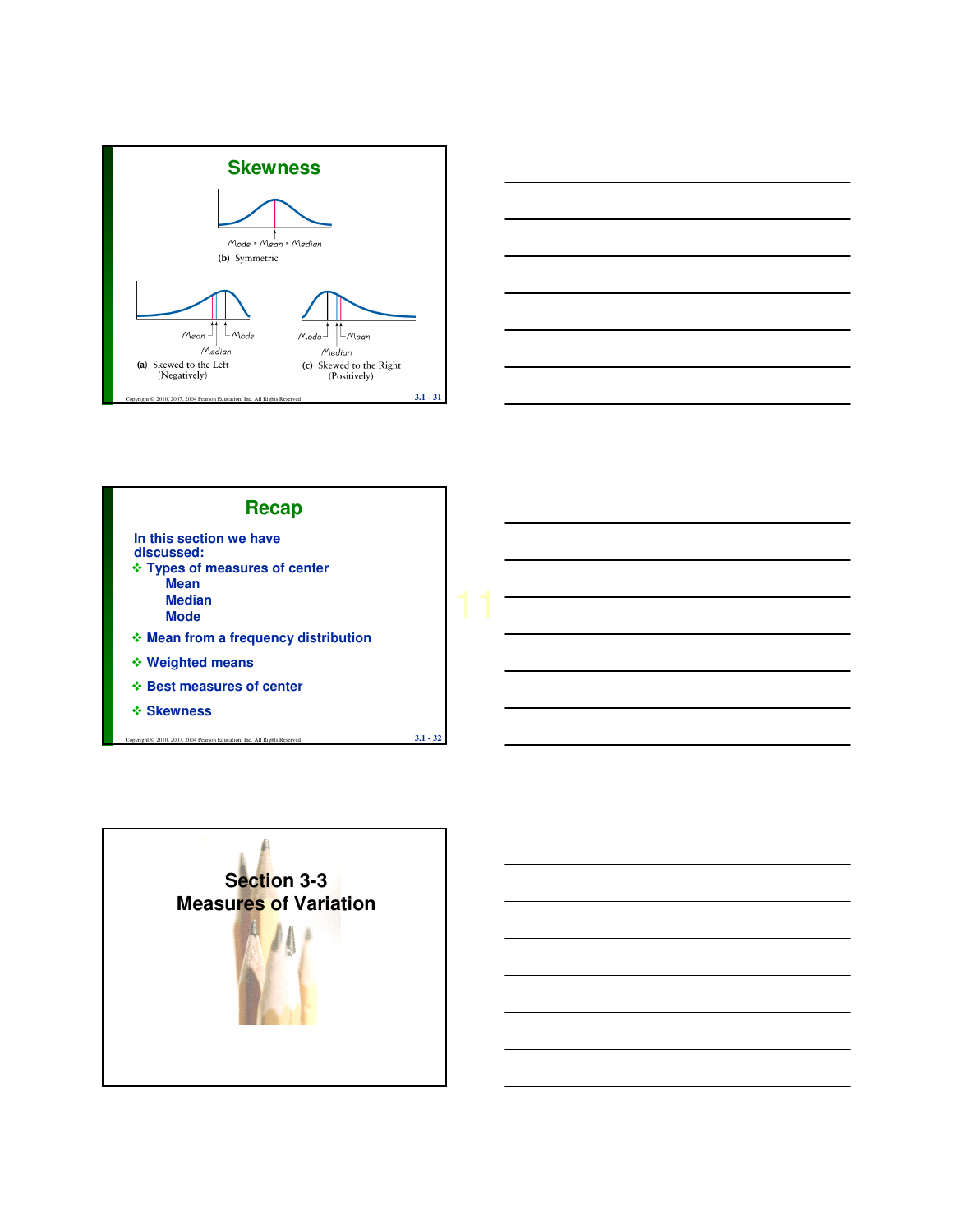## Skewness

Mode = Mean = Median

(b) Symmetric

Mean, Median, Mode

(a) Skewed to the Left (Negatively)

Mode, Median, Mean

(c) Skewed to the Right (Positively)

## Recap

In this section we have discussed:

- Types of measures of center
  - Mean
  - Median
  - Mode
- Mean from a frequency distribution
- Weighted means
- Best measures of center
- Skewness

# Section 3-3 Measures of Variation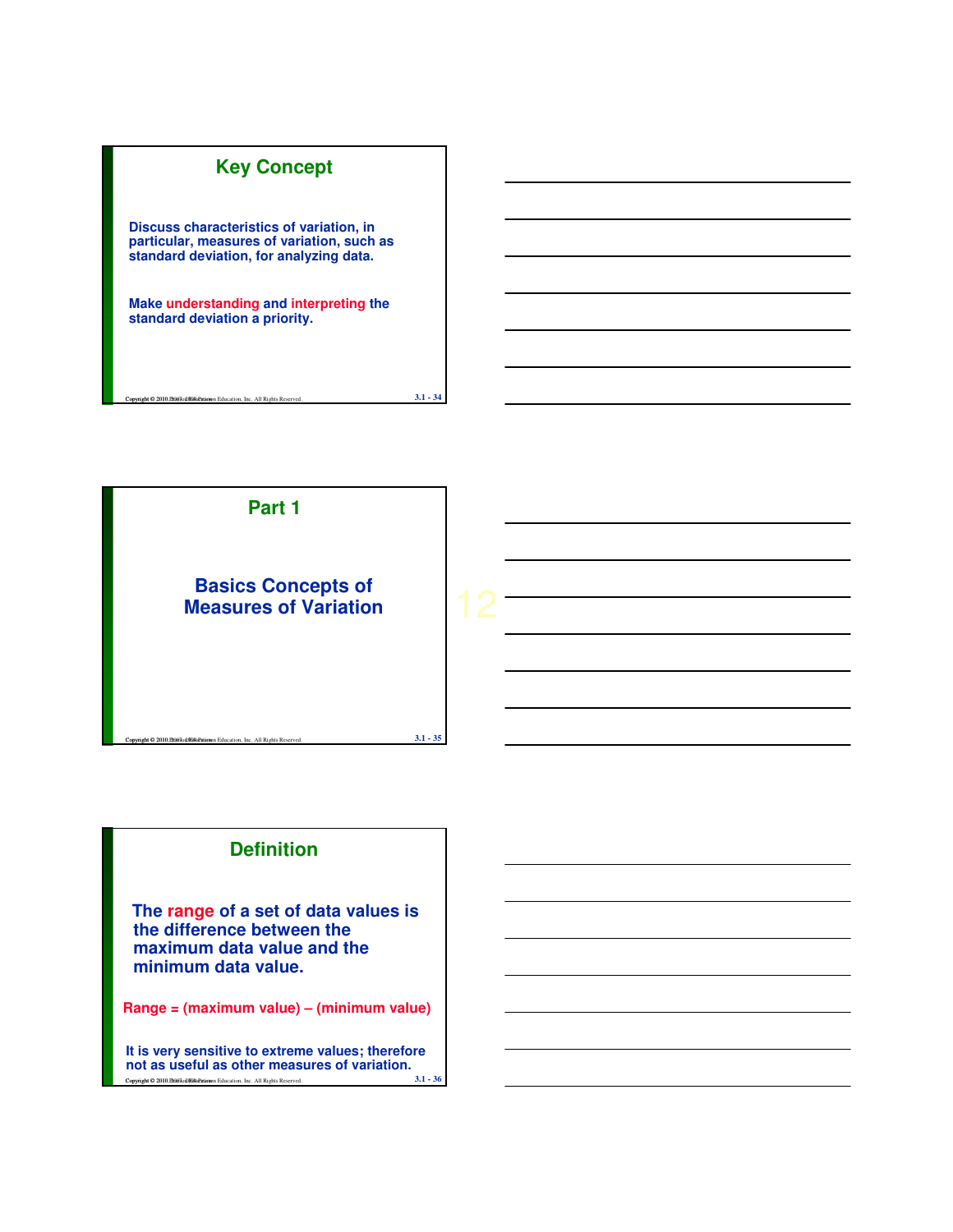## Key Concept

Discuss characteristics of variation, in particular, measures of variation, such as standard deviation, for analyzing data.

Make **understanding** and **interpreting** the standard deviation a priority.

## Part 1

### Basics Concepts of Measures of Variation

## Definition

The **range** of a set of data values is the difference between the maximum data value and the minimum data value.

**Range = (maximum value) – (minimum value)**

It is very sensitive to extreme values; therefore not as useful as other measures of variation.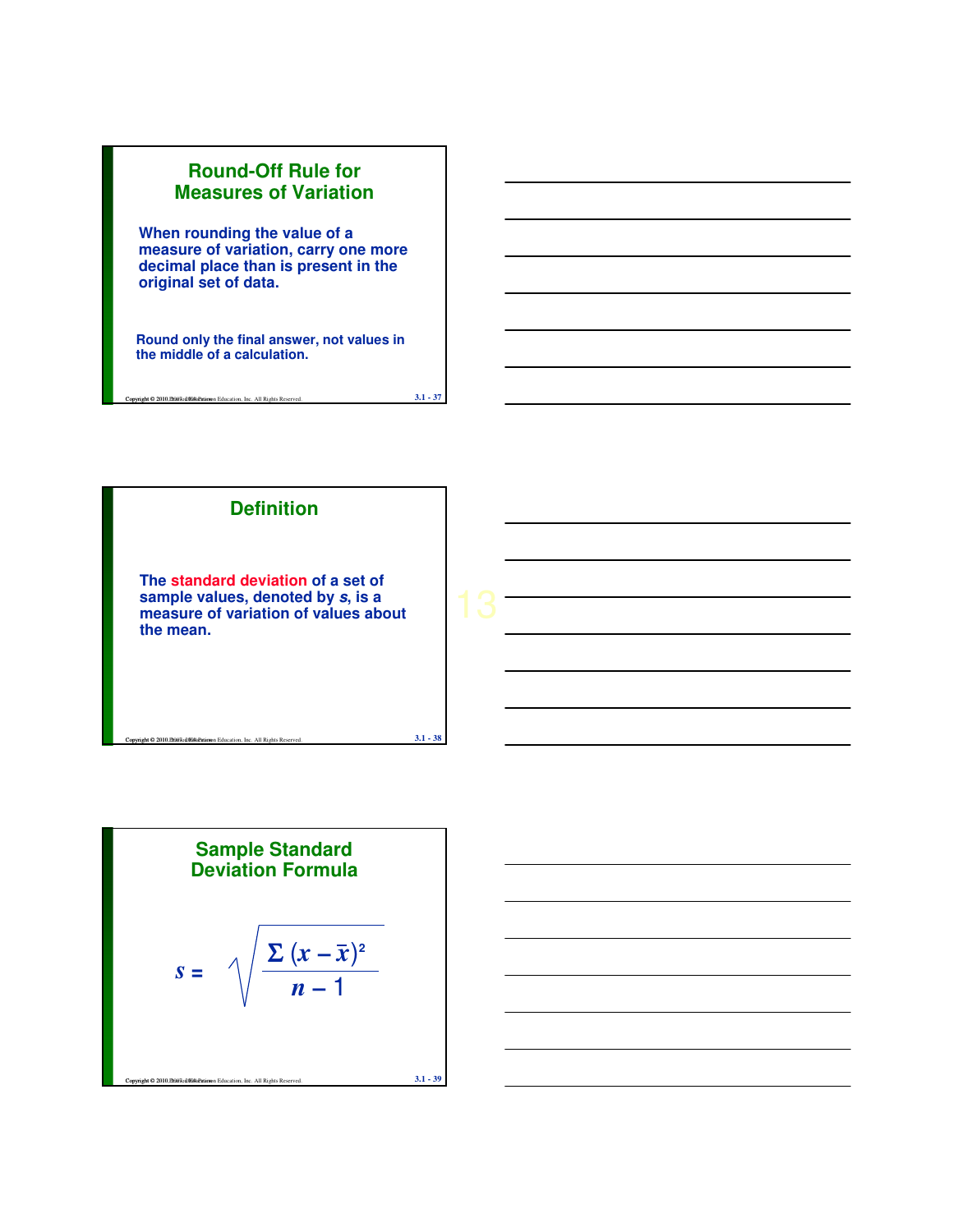## Round-Off Rule for Measures of Variation

When rounding the value of a measure of variation, carry one more decimal place than is present in the original set of data.

Round only the final answer, not values in the middle of a calculation.

## Definition

The **standard deviation** of a set of sample values, denoted by *s*, is a measure of variation of values about the mean.

## Sample Standard Deviation Formula

$$s = \sqrt{\frac{\Sigma (x - \bar{x})^2}{n - 1}}$$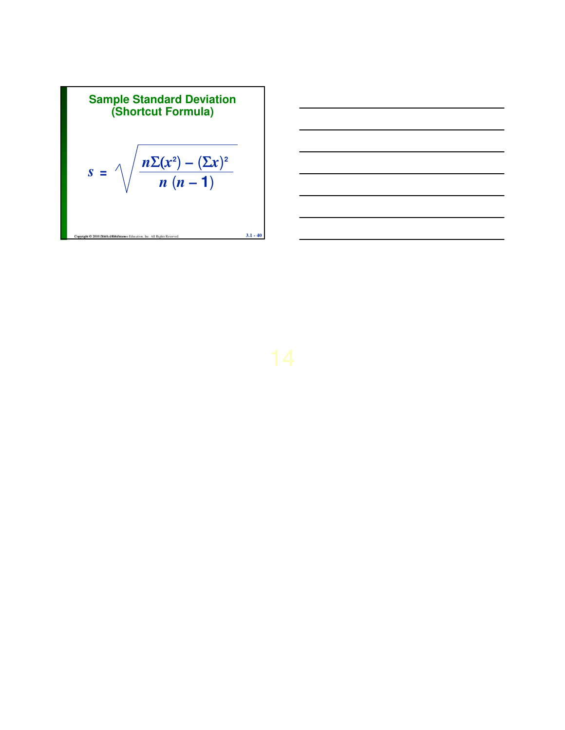## Sample Standard Deviation (Shortcut Formula)

$$s = \sqrt{\frac{n\Sigma(x^2) - (\Sigma x)^2}{n\,(n - 1)}}$$